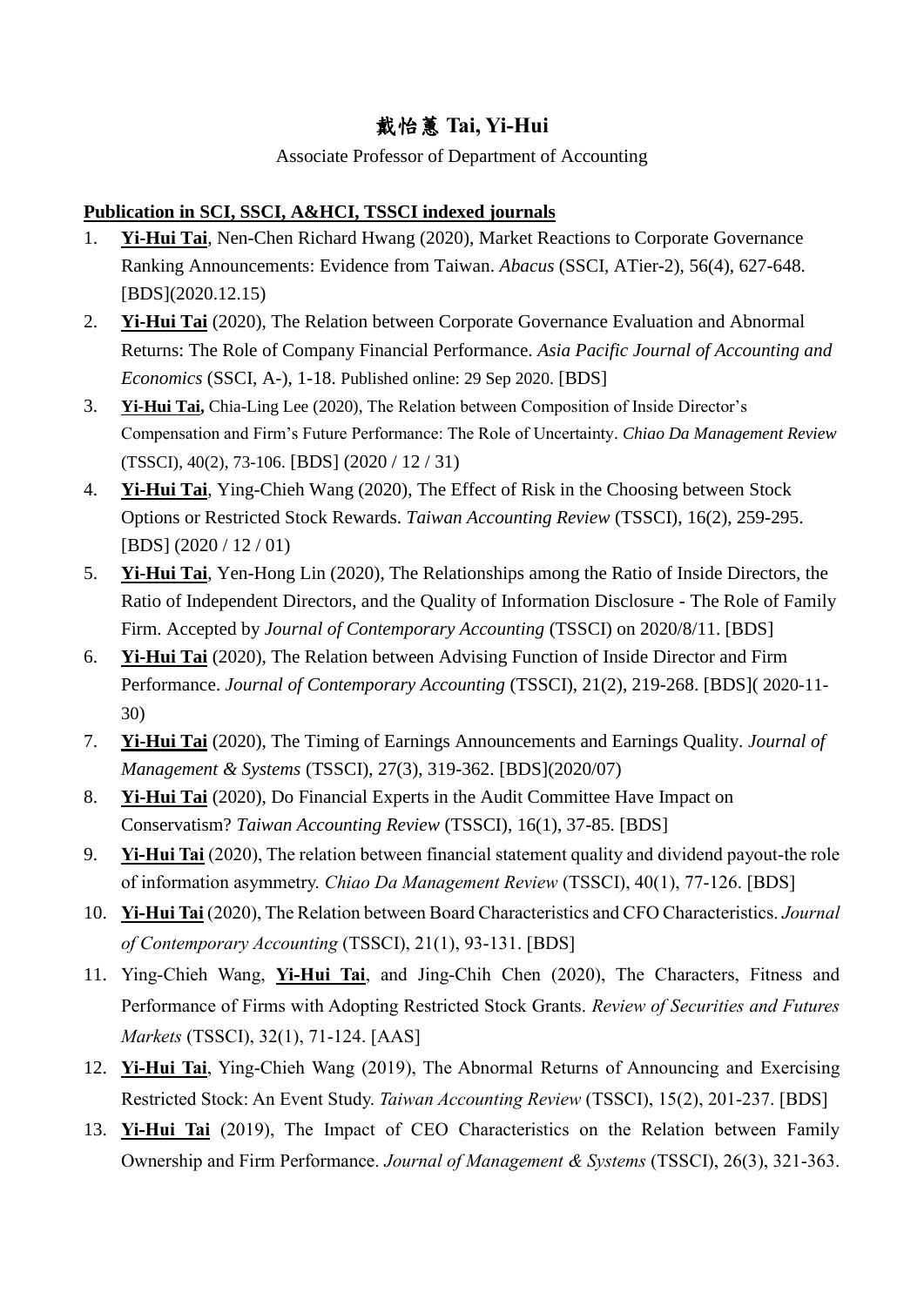# 戴怡蕙 Tai, Yi-Hui

Associate Professor of Department of Accounting

**Publication in SCI, SSCI, A&HCI, TSSCI indexed journals**

1. **Yi-Hui Tai**, Nen-Chen Richard Hwang (2020), Market Reactions to Corporate Governance Ranking Announcements: Evidence from Taiwan. *Abacus* (SSCI, ATier-2), 56(4), 627-648. [BDS](2020.12.15)
2. **Yi-Hui Tai** (2020), The Relation between Corporate Governance Evaluation and Abnormal Returns: The Role of Company Financial Performance. *Asia Pacific Journal of Accounting and Economics* (SSCI, A-), 1-18. Published online: 29 Sep 2020. [BDS]
3. **Yi-Hui Tai,** Chia-Ling Lee (2020), The Relation between Composition of Inside Director's Compensation and Firm's Future Performance: The Role of Uncertainty. *Chiao Da Management Review* (TSSCI), 40(2), 73-106. [BDS] (2020 / 12 / 31)
4. **Yi-Hui Tai**, Ying-Chieh Wang (2020), The Effect of Risk in the Choosing between Stock Options or Restricted Stock Rewards. *Taiwan Accounting Review* (TSSCI), 16(2), 259-295. [BDS] (2020 / 12 / 01)
5. **Yi-Hui Tai**, Yen-Hong Lin (2020), The Relationships among the Ratio of Inside Directors, the Ratio of Independent Directors, and the Quality of Information Disclosure - The Role of Family Firm. Accepted by *Journal of Contemporary Accounting* (TSSCI) on 2020/8/11. [BDS]
6. **Yi-Hui Tai** (2020), The Relation between Advising Function of Inside Director and Firm Performance. *Journal of Contemporary Accounting* (TSSCI), 21(2), 219-268. [BDS]( 2020-11-30)
7. **Yi-Hui Tai** (2020), The Timing of Earnings Announcements and Earnings Quality. *Journal of Management & Systems* (TSSCI), 27(3), 319-362. [BDS](2020/07)
8. **Yi-Hui Tai** (2020), Do Financial Experts in the Audit Committee Have Impact on Conservatism? *Taiwan Accounting Review* (TSSCI), 16(1), 37-85. [BDS]
9. **Yi-Hui Tai** (2020), The relation between financial statement quality and dividend payout-the role of information asymmetry. *Chiao Da Management Review* (TSSCI), 40(1), 77-126. [BDS]
10. **Yi-Hui Tai** (2020), The Relation between Board Characteristics and CFO Characteristics. *Journal of Contemporary Accounting* (TSSCI), 21(1), 93-131. [BDS]
11. Ying-Chieh Wang, **Yi-Hui Tai**, and Jing-Chih Chen (2020), The Characters, Fitness and Performance of Firms with Adopting Restricted Stock Grants. *Review of Securities and Futures Markets* (TSSCI), 32(1), 71-124. [AAS]
12. **Yi-Hui Tai**, Ying-Chieh Wang (2019), The Abnormal Returns of Announcing and Exercising Restricted Stock: An Event Study. *Taiwan Accounting Review* (TSSCI), 15(2), 201-237. [BDS]
13. **Yi-Hui Tai** (2019), The Impact of CEO Characteristics on the Relation between Family Ownership and Firm Performance. *Journal of Management & Systems* (TSSCI), 26(3), 321-363.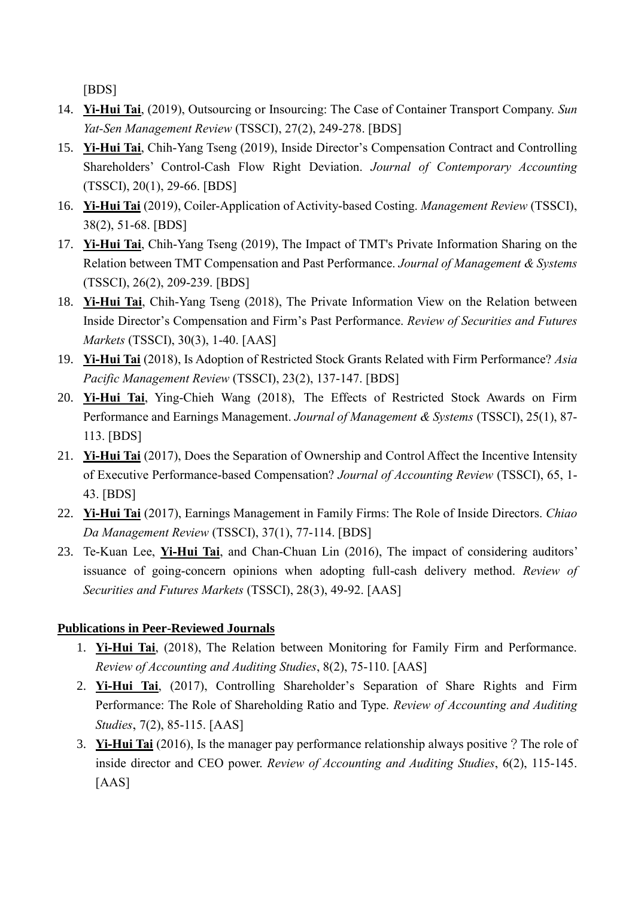[BDS]

14. **Yi-Hui Tai**, (2019), Outsourcing or Insourcing: The Case of Container Transport Company. *Sun Yat-Sen Management Review* (TSSCI), 27(2), 249-278. [BDS]
15. **Yi-Hui Tai**, Chih-Yang Tseng (2019), Inside Director's Compensation Contract and Controlling Shareholders' Control-Cash Flow Right Deviation. *Journal of Contemporary Accounting* (TSSCI), 20(1), 29-66. [BDS]
16. **Yi-Hui Tai** (2019), Coiler-Application of Activity-based Costing. *Management Review* (TSSCI), 38(2), 51-68. [BDS]
17. **Yi-Hui Tai**, Chih-Yang Tseng (2019), The Impact of TMT's Private Information Sharing on the Relation between TMT Compensation and Past Performance. *Journal of Management & Systems* (TSSCI), 26(2), 209-239. [BDS]
18. **Yi-Hui Tai**, Chih-Yang Tseng (2018), The Private Information View on the Relation between Inside Director's Compensation and Firm's Past Performance. *Review of Securities and Futures Markets* (TSSCI), 30(3), 1-40. [AAS]
19. **Yi-Hui Tai** (2018), Is Adoption of Restricted Stock Grants Related with Firm Performance? *Asia Pacific Management Review* (TSSCI), 23(2), 137-147. [BDS]
20. **Yi-Hui Tai**, Ying-Chieh Wang (2018), The Effects of Restricted Stock Awards on Firm Performance and Earnings Management. *Journal of Management & Systems* (TSSCI), 25(1), 87-113. [BDS]
21. **Yi-Hui Tai** (2017), Does the Separation of Ownership and Control Affect the Incentive Intensity of Executive Performance-based Compensation? *Journal of Accounting Review* (TSSCI), 65, 1-43. [BDS]
22. **Yi-Hui Tai** (2017), Earnings Management in Family Firms: The Role of Inside Directors. *Chiao Da Management Review* (TSSCI), 37(1), 77-114. [BDS]
23. Te-Kuan Lee, **Yi-Hui Tai**, and Chan-Chuan Lin (2016), The impact of considering auditors' issuance of going-concern opinions when adopting full-cash delivery method. *Review of Securities and Futures Markets* (TSSCI), 28(3), 49-92. [AAS]

**Publications in Peer-Reviewed Journals**

1. **Yi-Hui Tai**, (2018), The Relation between Monitoring for Family Firm and Performance. *Review of Accounting and Auditing Studies*, 8(2), 75-110. [AAS]
2. **Yi-Hui Tai**, (2017), Controlling Shareholder's Separation of Share Rights and Firm Performance: The Role of Shareholding Ratio and Type. *Review of Accounting and Auditing Studies*, 7(2), 85-115. [AAS]
3. **Yi-Hui Tai** (2016), Is the manager pay performance relationship always positive？The role of inside director and CEO power. *Review of Accounting and Auditing Studies*, 6(2), 115-145. [AAS]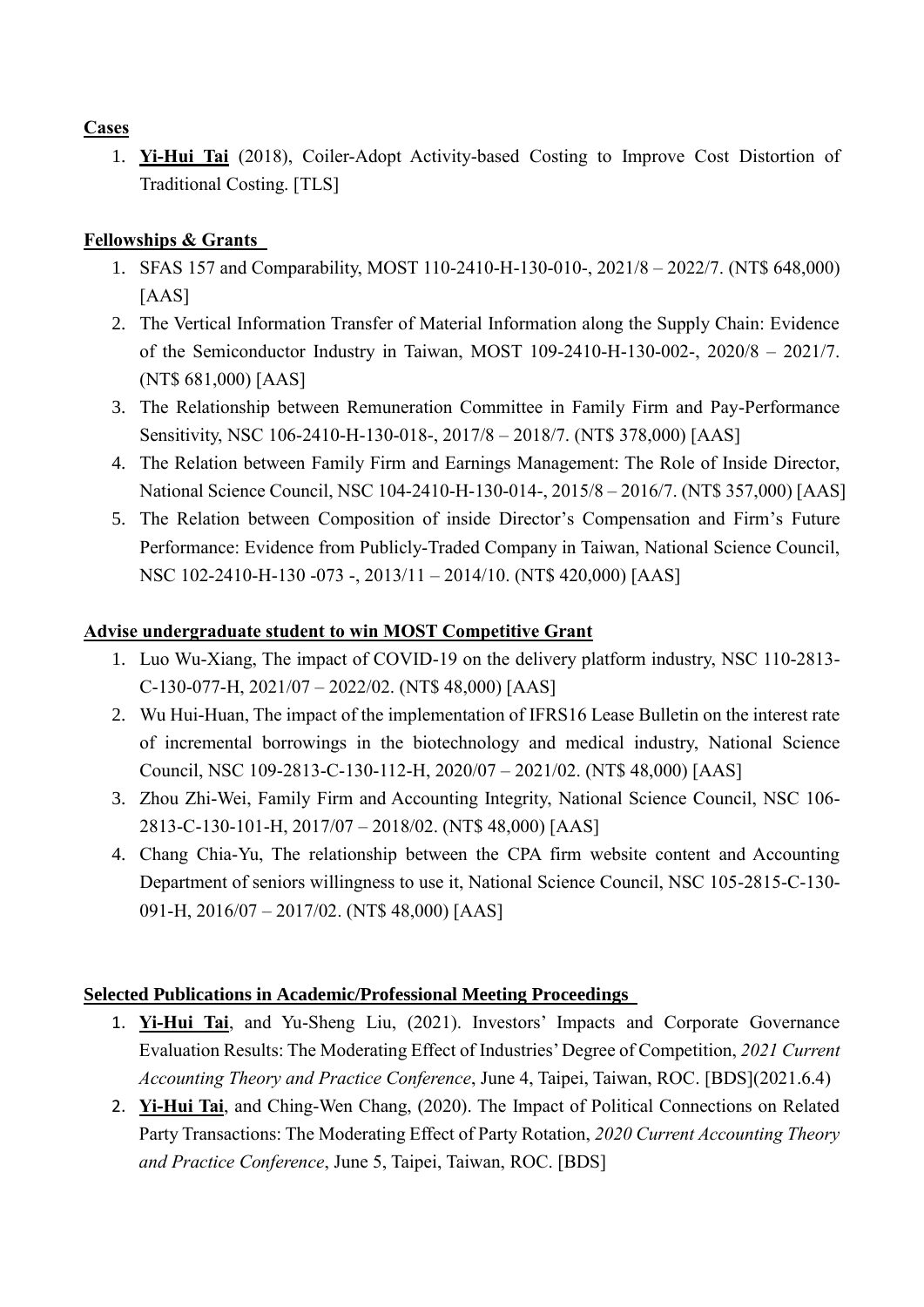**Cases**

1. **Yi-Hui Tai** (2018), Coiler-Adopt Activity-based Costing to Improve Cost Distortion of Traditional Costing. [TLS]

**Fellowships & Grants**

1. SFAS 157 and Comparability, MOST 110-2410-H-130-010-, 2021/8 – 2022/7. (NT$ 648,000) [AAS]
2. The Vertical Information Transfer of Material Information along the Supply Chain: Evidence of the Semiconductor Industry in Taiwan, MOST 109-2410-H-130-002-, 2020/8 – 2021/7. (NT$ 681,000) [AAS]
3. The Relationship between Remuneration Committee in Family Firm and Pay-Performance Sensitivity, NSC 106-2410-H-130-018-, 2017/8 – 2018/7. (NT$ 378,000) [AAS]
4. The Relation between Family Firm and Earnings Management: The Role of Inside Director, National Science Council, NSC 104-2410-H-130-014-, 2015/8 – 2016/7. (NT$ 357,000) [AAS]
5. The Relation between Composition of inside Director's Compensation and Firm's Future Performance: Evidence from Publicly-Traded Company in Taiwan, National Science Council, NSC 102-2410-H-130 -073 -, 2013/11 – 2014/10. (NT$ 420,000) [AAS]

**Advise undergraduate student to win MOST Competitive Grant**

1. Luo Wu-Xiang, The impact of COVID-19 on the delivery platform industry, NSC 110-2813-C-130-077-H, 2021/07 – 2022/02. (NT$ 48,000) [AAS]
2. Wu Hui-Huan, The impact of the implementation of IFRS16 Lease Bulletin on the interest rate of incremental borrowings in the biotechnology and medical industry, National Science Council, NSC 109-2813-C-130-112-H, 2020/07 – 2021/02. (NT$ 48,000) [AAS]
3. Zhou Zhi-Wei, Family Firm and Accounting Integrity, National Science Council, NSC 106-2813-C-130-101-H, 2017/07 – 2018/02. (NT$ 48,000) [AAS]
4. Chang Chia-Yu, The relationship between the CPA firm website content and Accounting Department of seniors willingness to use it, National Science Council, NSC 105-2815-C-130-091-H, 2016/07 – 2017/02. (NT$ 48,000) [AAS]

**Selected Publications in Academic/Professional Meeting Proceedings**

1. **Yi-Hui Tai**, and Yu-Sheng Liu, (2021). Investors' Impacts and Corporate Governance Evaluation Results: The Moderating Effect of Industries' Degree of Competition, *2021 Current Accounting Theory and Practice Conference*, June 4, Taipei, Taiwan, ROC. [BDS](2021.6.4)
2. **Yi-Hui Tai**, and Ching-Wen Chang, (2020). The Impact of Political Connections on Related Party Transactions: The Moderating Effect of Party Rotation, *2020 Current Accounting Theory and Practice Conference*, June 5, Taipei, Taiwan, ROC. [BDS]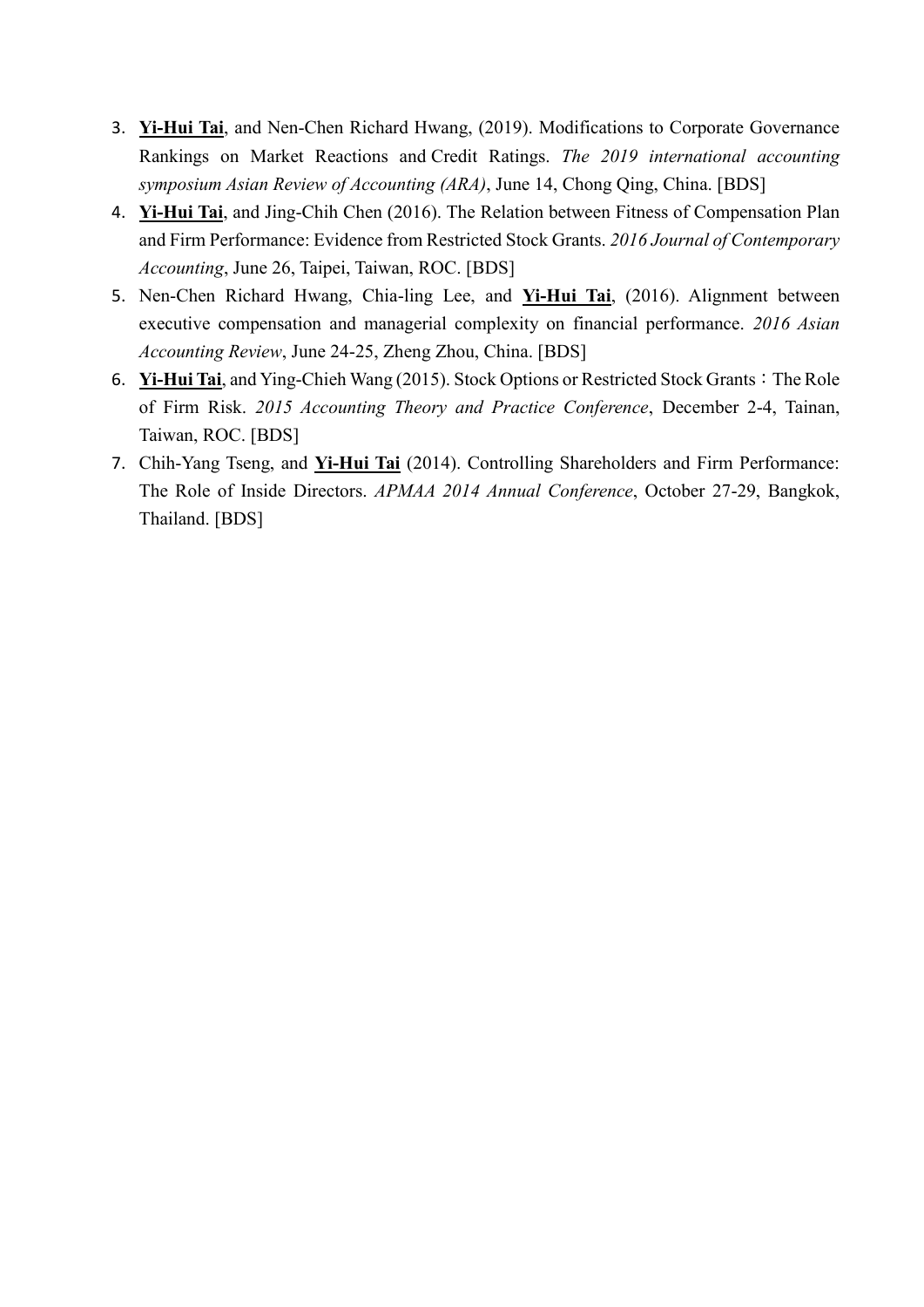3. **Yi-Hui Tai**, and Nen-Chen Richard Hwang, (2019). Modifications to Corporate Governance Rankings on Market Reactions and Credit Ratings. *The 2019 international accounting symposium Asian Review of Accounting (ARA)*, June 14, Chong Qing, China. [BDS]
4. **Yi-Hui Tai**, and Jing-Chih Chen (2016). The Relation between Fitness of Compensation Plan and Firm Performance: Evidence from Restricted Stock Grants. *2016 Journal of Contemporary Accounting*, June 26, Taipei, Taiwan, ROC. [BDS]
5. Nen-Chen Richard Hwang, Chia-ling Lee, and **Yi-Hui Tai**, (2016). Alignment between executive compensation and managerial complexity on financial performance. *2016 Asian Accounting Review*, June 24-25, Zheng Zhou, China. [BDS]
6. **Yi-Hui Tai**, and Ying-Chieh Wang (2015). Stock Options or Restricted Stock Grants：The Role of Firm Risk. *2015 Accounting Theory and Practice Conference*, December 2-4, Tainan, Taiwan, ROC. [BDS]
7. Chih-Yang Tseng, and **Yi-Hui Tai** (2014). Controlling Shareholders and Firm Performance: The Role of Inside Directors. *APMAA 2014 Annual Conference*, October 27-29, Bangkok, Thailand. [BDS]